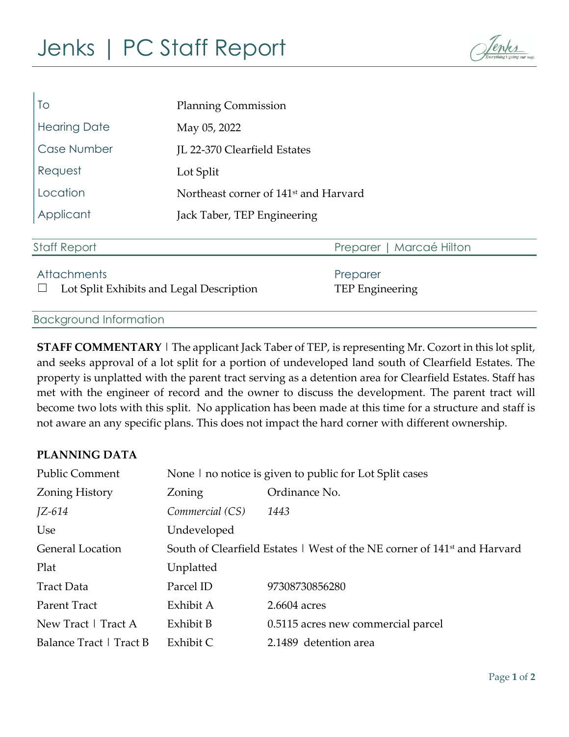# Jenks | PC Staff Report

| | |
|---|---|
| To | Planning Commission |
| Hearing Date | May 05, 2022 |
| Case Number | JL 22-370 Clearfield Estates |
| Request | Lot Split |
| Location | Northeast corner of 141st and Harvard |
| Applicant | Jack Taber, TEP Engineering |

## Staff Report

Preparer | Marcaé Hilton

**Attachments**

☐ Lot Split Exhibits and Legal Description

**Preparer**

TEP Engineering

## Background Information

**STAFF COMMENTARY** | The applicant Jack Taber of TEP, is representing Mr. Cozort in this lot split, and seeks approval of a lot split for a portion of undeveloped land south of Clearfield Estates. The property is unplatted with the parent tract serving as a detention area for Clearfield Estates. Staff has met with the engineer of record and the owner to discuss the development. The parent tract will become two lots with this split. No application has been made at this time for a structure and staff is not aware an any specific plans. This does not impact the hard corner with different ownership.

**PLANNING DATA**

| | | |
|---|---|---|
| Public Comment | None \| no notice is given to public for Lot Split cases | |
| Zoning History | Zoning | Ordinance No. |
| *JZ-614* | *Commercial (CS)* | *1443* |
| Use | Undeveloped | |
| General Location | South of Clearfield Estates \| West of the NE corner of 141st and Harvard | |
| Plat | Unplatted | |
| Tract Data | Parcel ID | 97308730856280 |
| Parent Tract | Exhibit A | 2.6604 acres |
| New Tract \| Tract A | Exhibit B | 0.5115 acres new commercial parcel |
| Balance Tract \| Tract B | Exhibit C | 2.1489 detention area |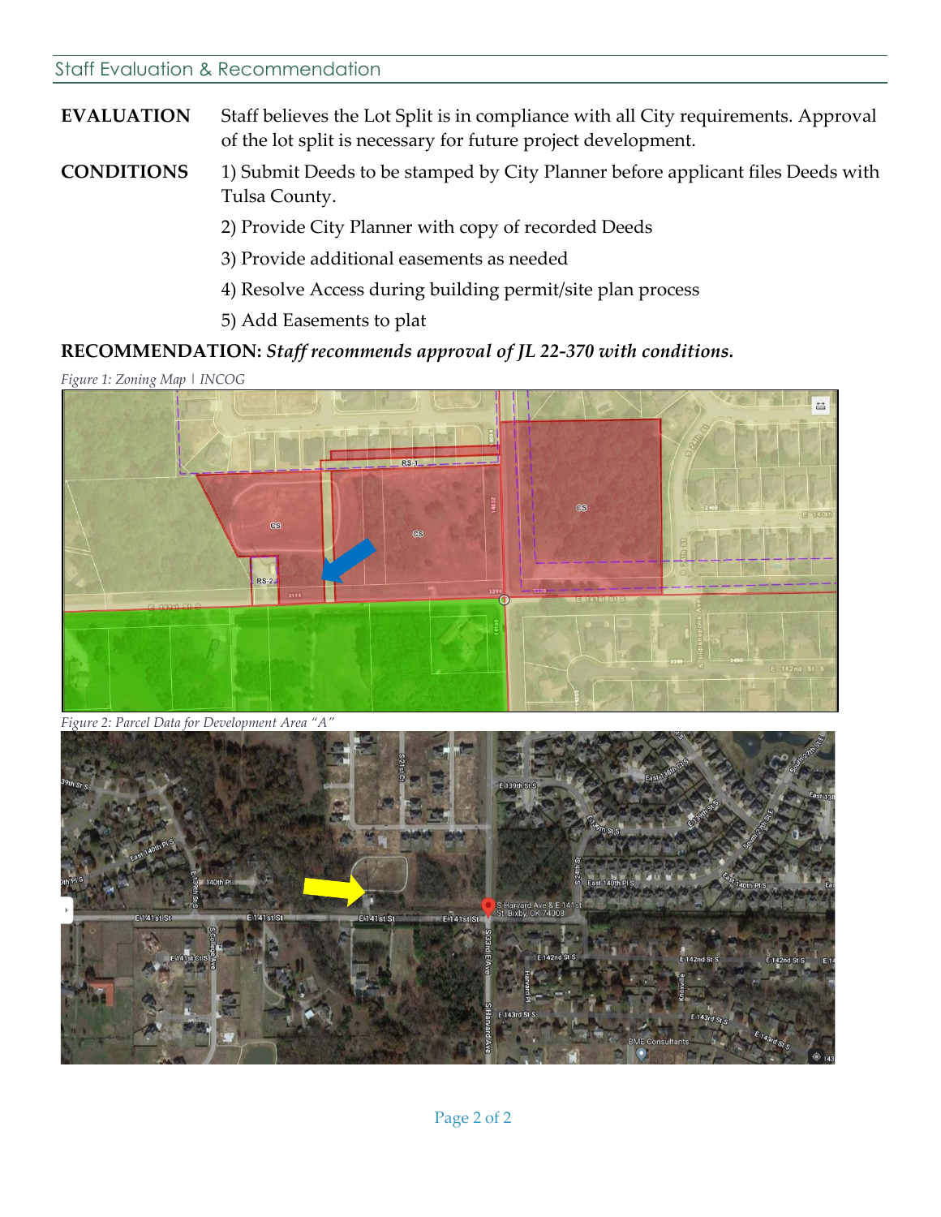## Staff Evaluation & Recommendation

**EVALUATION** Staff believes the Lot Split is in compliance with all City requirements. Approval of the lot split is necessary for future project development.

**CONDITIONS**

1) Submit Deeds to be stamped by City Planner before applicant files Deeds with Tulsa County.
2) Provide City Planner with copy of recorded Deeds
3) Provide additional easements as needed
4) Resolve Access during building permit/site plan process
5) Add Easements to plat

**RECOMMENDATION:** ***Staff recommends approval of JL 22-370 with conditions.***

*Figure 1: Zoning Map | INCOG*

*Figure 2: Parcel Data for Development Area "A"*